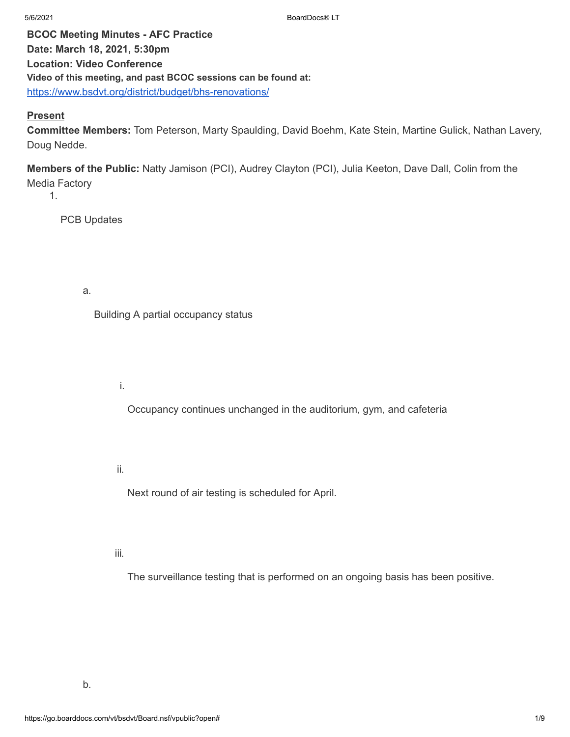**BCOC Meeting Minutes - AFC Practice**
**Date: March 18, 2021, 5:30pm**
**Location: Video Conference**
**Video of this meeting, and past BCOC sessions can be found at:**
https://www.bsdvt.org/district/budget/bhs-renovations/

**Present**

**Committee Members:** Tom Peterson, Marty Spaulding, David Boehm, Kate Stein, Martine Gulick, Nathan Lavery, Doug Nedde.

**Members of the Public:** Natty Jamison (PCI), Audrey Clayton (PCI), Julia Keeton, Dave Dall, Colin from the Media Factory

1. PCB Updates
   a. Building A partial occupancy status
      i. Occupancy continues unchanged in the auditorium, gym, and cafeteria
      ii. Next round of air testing is scheduled for April.
      iii. The surveillance testing that is performed on an ongoing basis has been positive.
   b.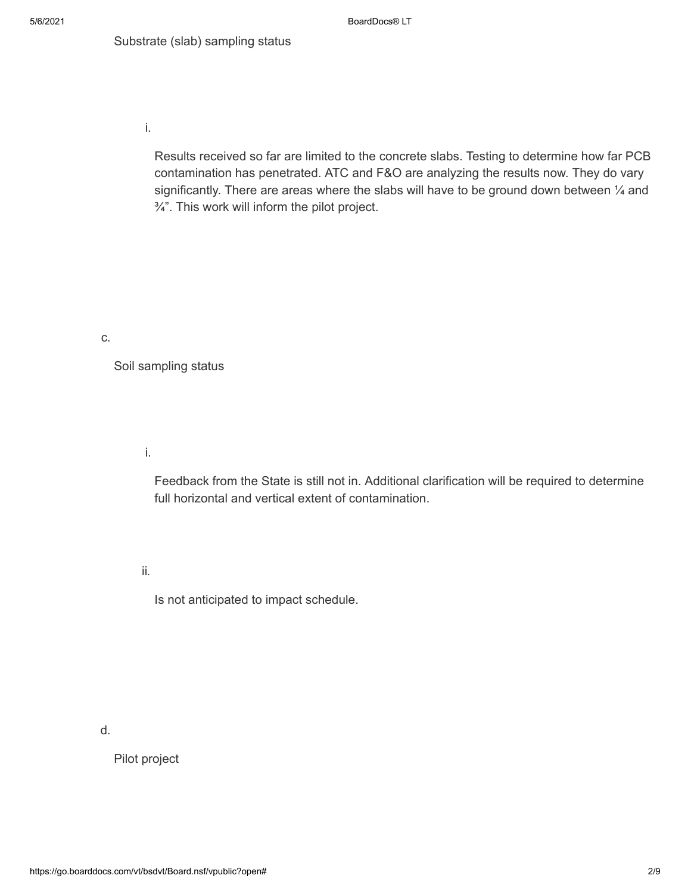Substrate (slab) sampling status

i. Results received so far are limited to the concrete slabs. Testing to determine how far PCB contamination has penetrated. ATC and F&O are analyzing the results now. They do vary significantly. There are areas where the slabs will have to be ground down between ¼ and ¾". This work will inform the pilot project.

c. Soil sampling status

i. Feedback from the State is still not in. Additional clarification will be required to determine full horizontal and vertical extent of contamination.

ii. Is not anticipated to impact schedule.

d. Pilot project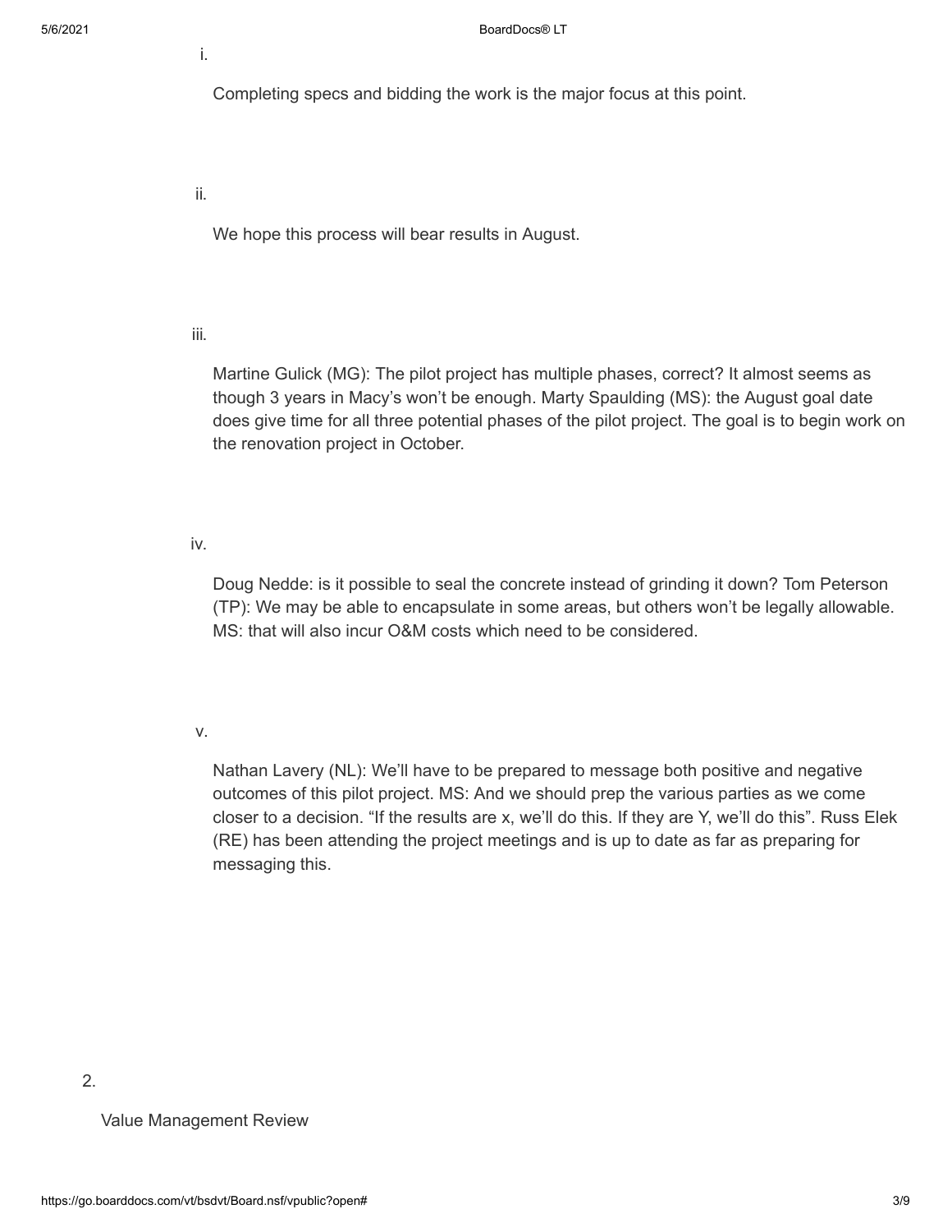i. Completing specs and bidding the work is the major focus at this point.

ii. We hope this process will bear results in August.

iii. Martine Gulick (MG): The pilot project has multiple phases, correct? It almost seems as though 3 years in Macy's won't be enough. Marty Spaulding (MS): the August goal date does give time for all three potential phases of the pilot project. The goal is to begin work on the renovation project in October.

iv. Doug Nedde: is it possible to seal the concrete instead of grinding it down? Tom Peterson (TP): We may be able to encapsulate in some areas, but others won't be legally allowable. MS: that will also incur O&M costs which need to be considered.

v. Nathan Lavery (NL): We'll have to be prepared to message both positive and negative outcomes of this pilot project. MS: And we should prep the various parties as we come closer to a decision. "If the results are x, we'll do this. If they are Y, we'll do this". Russ Elek (RE) has been attending the project meetings and is up to date as far as preparing for messaging this.

2. Value Management Review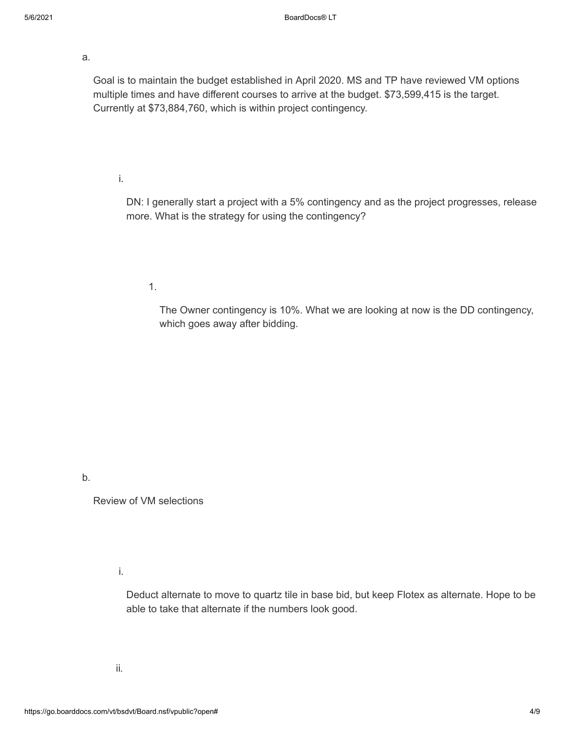a. Goal is to maintain the budget established in April 2020. MS and TP have reviewed VM options multiple times and have different courses to arrive at the budget. $73,599,415 is the target. Currently at $73,884,760, which is within project contingency.

   i. DN: I generally start a project with a 5% contingency and as the project progresses, release more. What is the strategy for using the contingency?

      1. The Owner contingency is 10%. What we are looking at now is the DD contingency, which goes away after bidding.

b. Review of VM selections

   i. Deduct alternate to move to quartz tile in base bid, but keep Flotex as alternate. Hope to be able to take that alternate if the numbers look good.

   ii.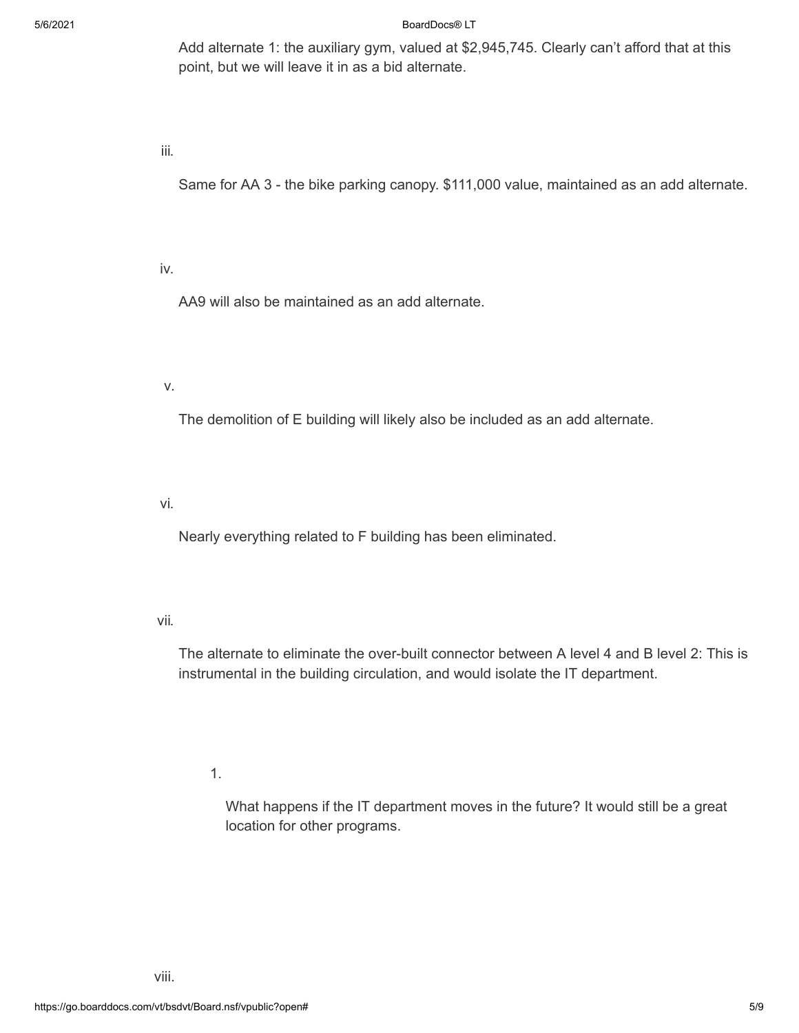Add alternate 1: the auxiliary gym, valued at $2,945,745. Clearly can't afford that at this point, but we will leave it in as a bid alternate.

iii.

Same for AA 3 - the bike parking canopy. $111,000 value, maintained as an add alternate.

iv.

AA9 will also be maintained as an add alternate.

v.

The demolition of E building will likely also be included as an add alternate.

vi.

Nearly everything related to F building has been eliminated.

vii.

The alternate to eliminate the over-built connector between A level 4 and B level 2: This is instrumental in the building circulation, and would isolate the IT department.

1.

What happens if the IT department moves in the future? It would still be a great location for other programs.

viii.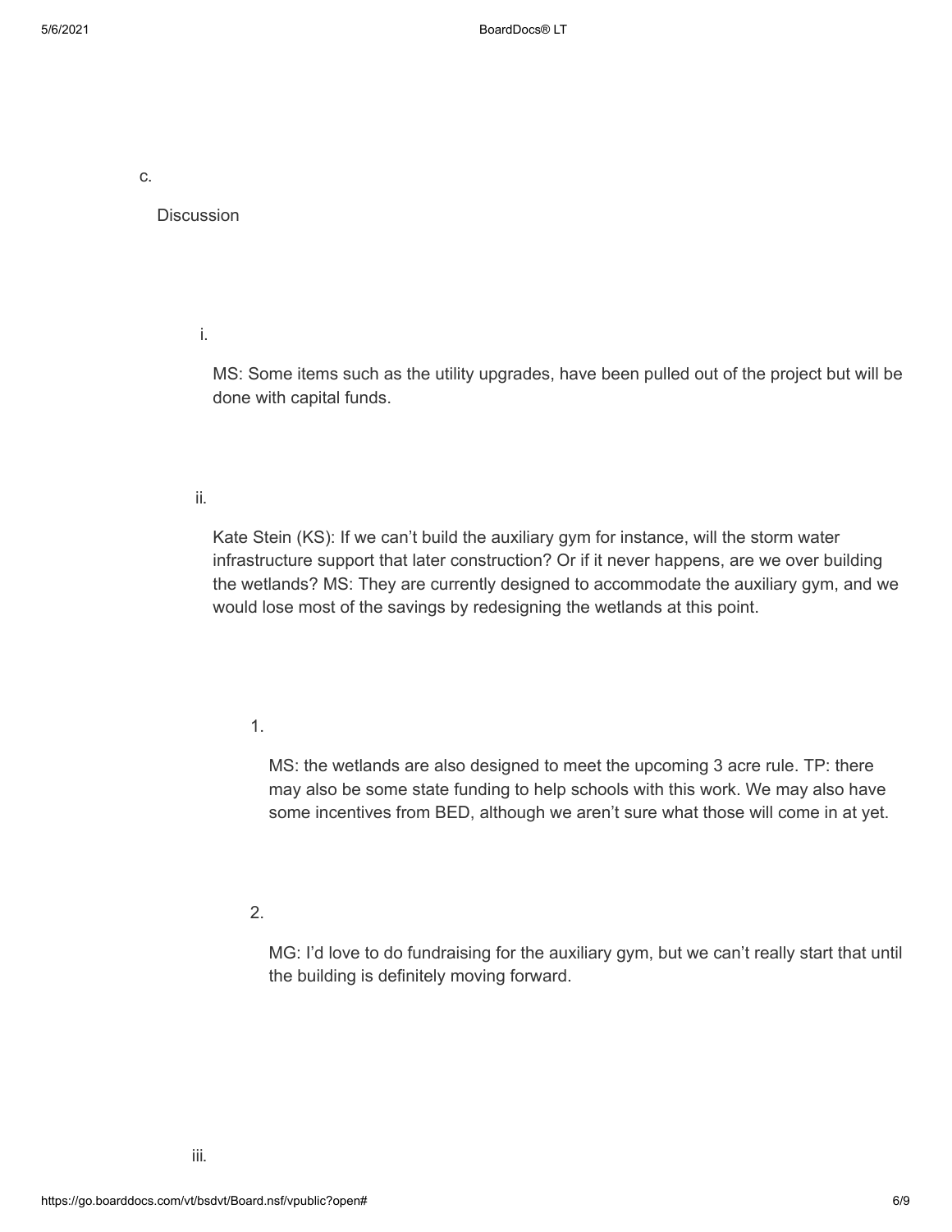c. Discussion

   i. MS: Some items such as the utility upgrades, have been pulled out of the project but will be done with capital funds.

   ii. Kate Stein (KS): If we can't build the auxiliary gym for instance, will the storm water infrastructure support that later construction? Or if it never happens, are we over building the wetlands? MS: They are currently designed to accommodate the auxiliary gym, and we would lose most of the savings by redesigning the wetlands at this point.

      1. MS: the wetlands are also designed to meet the upcoming 3 acre rule. TP: there may also be some state funding to help schools with this work. We may also have some incentives from BED, although we aren't sure what those will come in at yet.

      2. MG: I'd love to do fundraising for the auxiliary gym, but we can't really start that until the building is definitely moving forward.

   iii.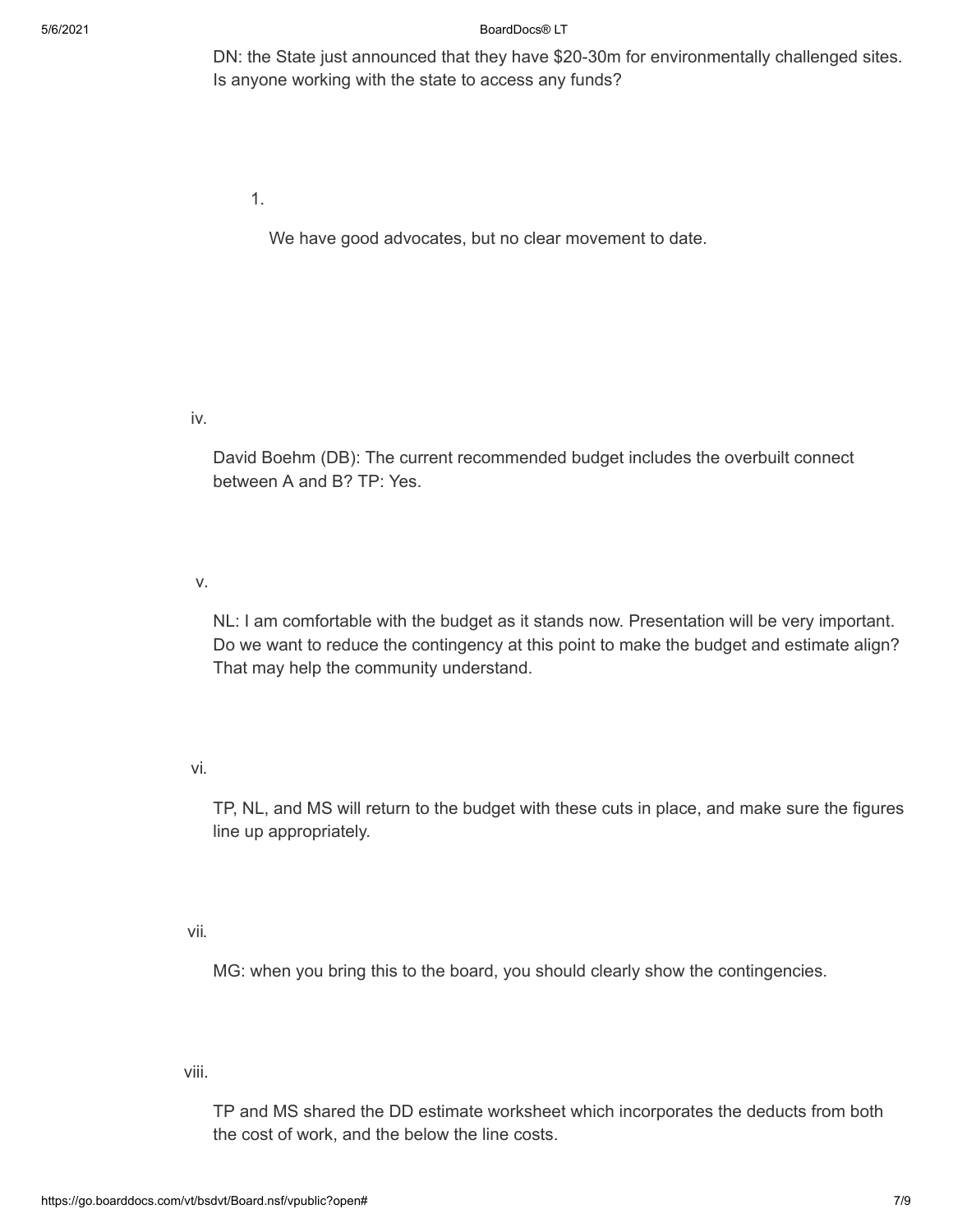DN: the State just announced that they have $20-30m for environmentally challenged sites. Is anyone working with the state to access any funds?

1. We have good advocates, but no clear movement to date.

iv. David Boehm (DB): The current recommended budget includes the overbuilt connect between A and B? TP: Yes.

v. NL: I am comfortable with the budget as it stands now. Presentation will be very important. Do we want to reduce the contingency at this point to make the budget and estimate align? That may help the community understand.

vi. TP, NL, and MS will return to the budget with these cuts in place, and make sure the figures line up appropriately.

vii. MG: when you bring this to the board, you should clearly show the contingencies.

viii. TP and MS shared the DD estimate worksheet which incorporates the deducts from both the cost of work, and the below the line costs.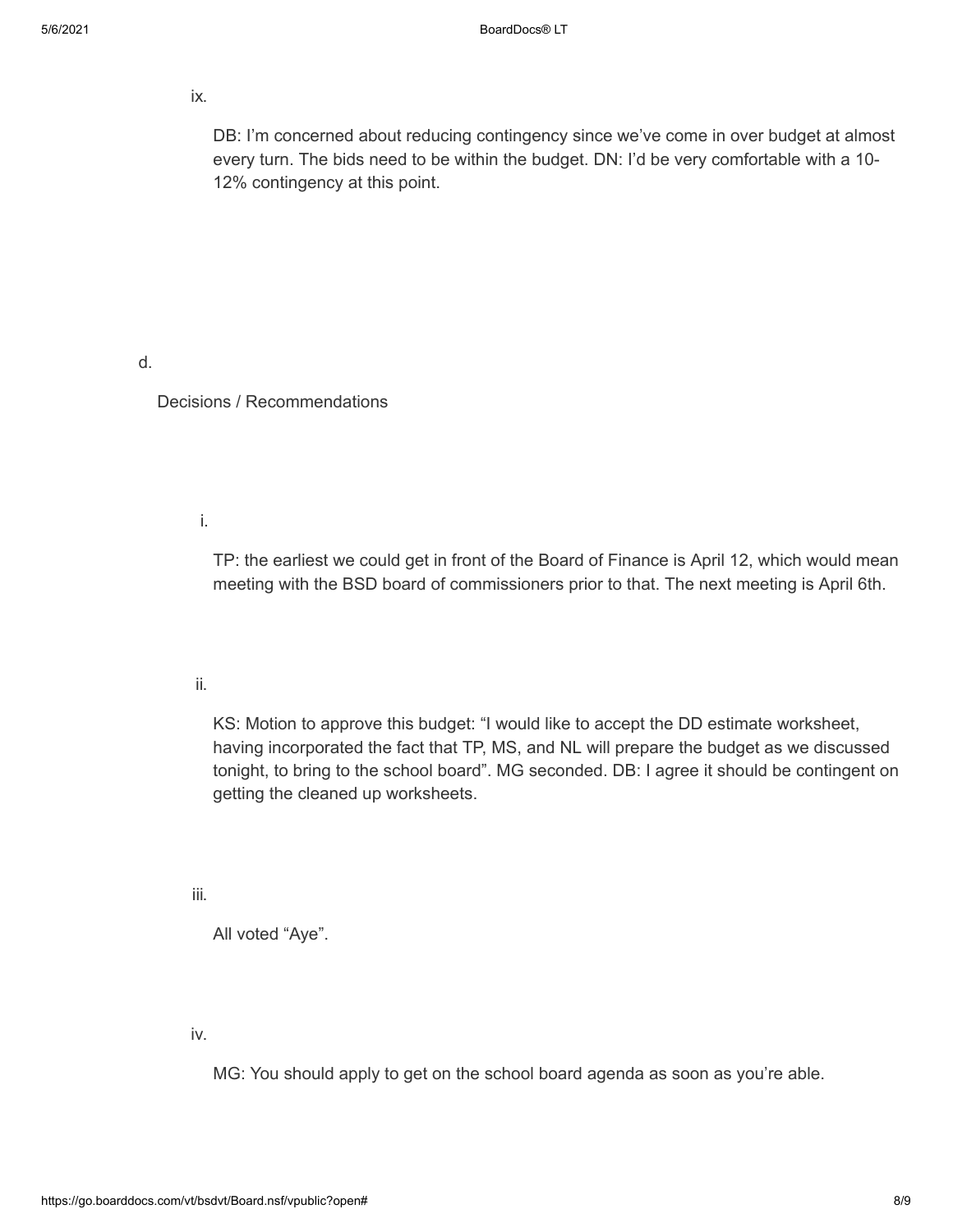ix.

DB: I'm concerned about reducing contingency since we've come in over budget at almost every turn. The bids need to be within the budget. DN: I'd be very comfortable with a 10-12% contingency at this point.

d.

Decisions / Recommendations

i.

TP: the earliest we could get in front of the Board of Finance is April 12, which would mean meeting with the BSD board of commissioners prior to that. The next meeting is April 6th.

ii.

KS: Motion to approve this budget: "I would like to accept the DD estimate worksheet, having incorporated the fact that TP, MS, and NL will prepare the budget as we discussed tonight, to bring to the school board". MG seconded. DB: I agree it should be contingent on getting the cleaned up worksheets.

iii.

All voted "Aye".

iv.

MG: You should apply to get on the school board agenda as soon as you're able.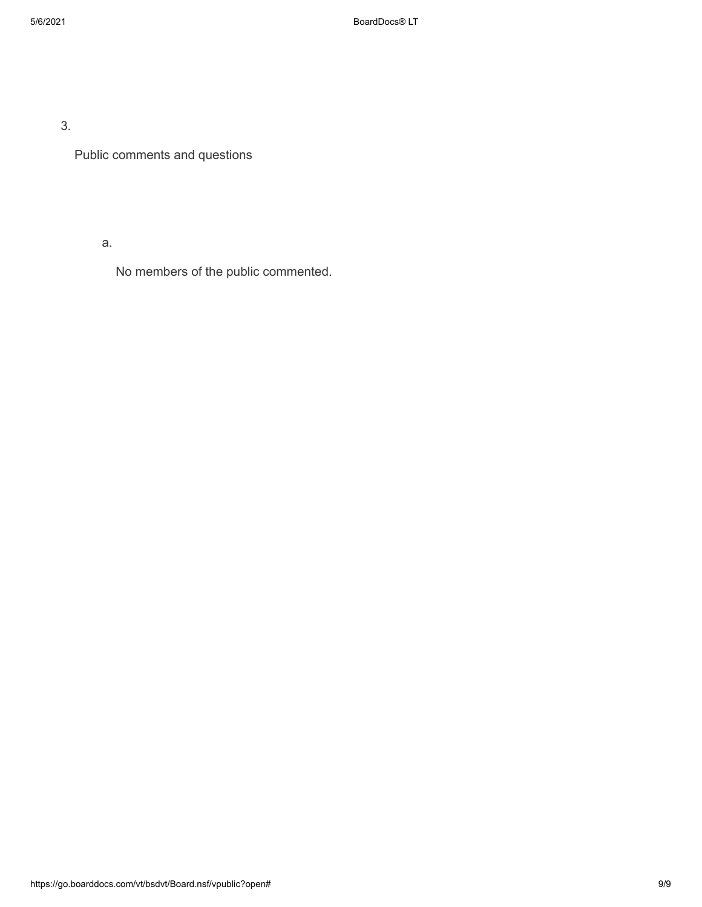3. Public comments and questions

   a. No members of the public commented.